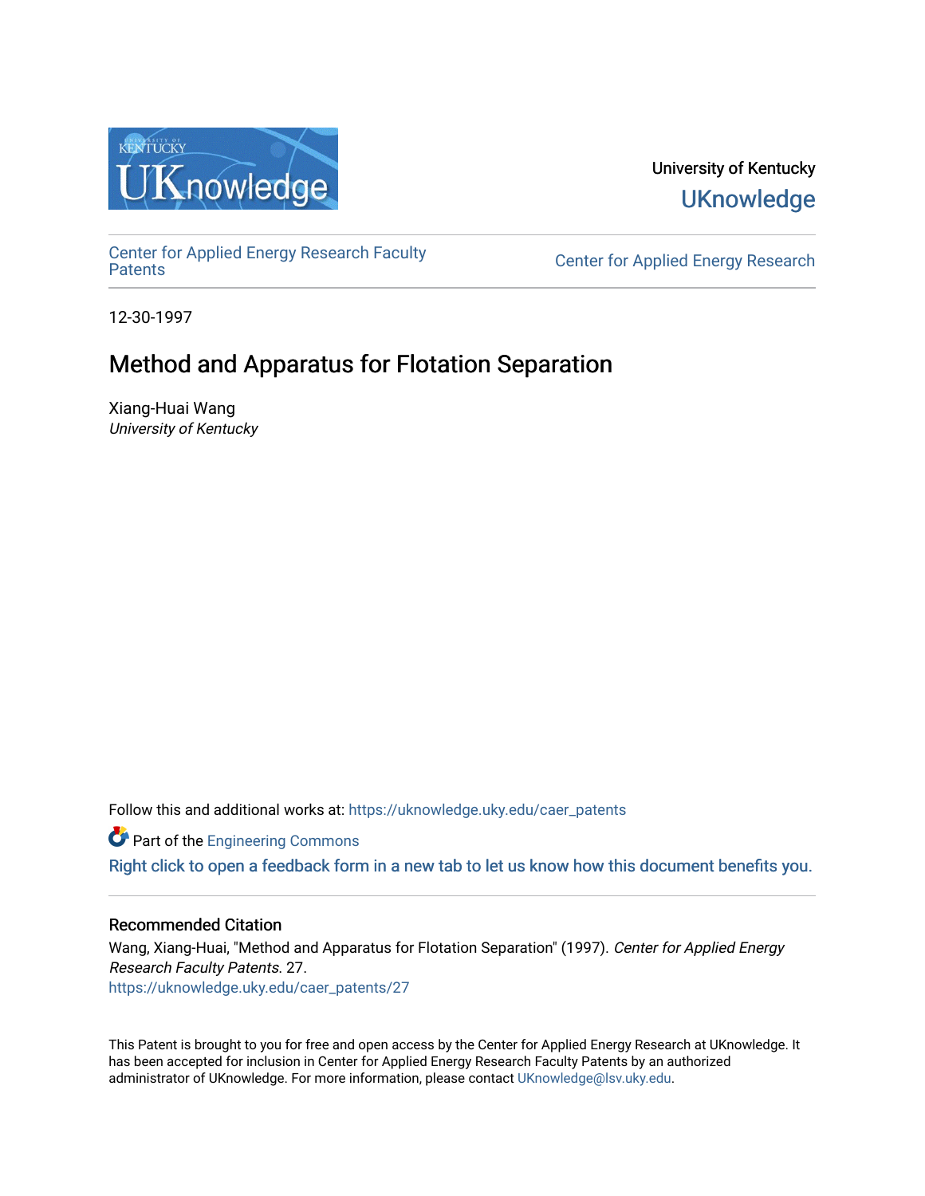University of Kentucky

UKnowledge

Center for Applied Energy Research Faculty Patents

Center for Applied Energy Research

12-30-1997

# Method and Apparatus for Flotation Separation

Xiang-Huai Wang
*University of Kentucky*

Follow this and additional works at: https://uknowledge.uky.edu/caer_patents

Part of the Engineering Commons

Right click to open a feedback form in a new tab to let us know how this document benefits you.

## Recommended Citation

Wang, Xiang-Huai, "Method and Apparatus for Flotation Separation" (1997). *Center for Applied Energy Research Faculty Patents*. 27.
https://uknowledge.uky.edu/caer_patents/27

This Patent is brought to you for free and open access by the Center for Applied Energy Research at UKnowledge. It has been accepted for inclusion in Center for Applied Energy Research Faculty Patents by an authorized administrator of UKnowledge. For more information, please contact UKnowledge@lsv.uky.edu.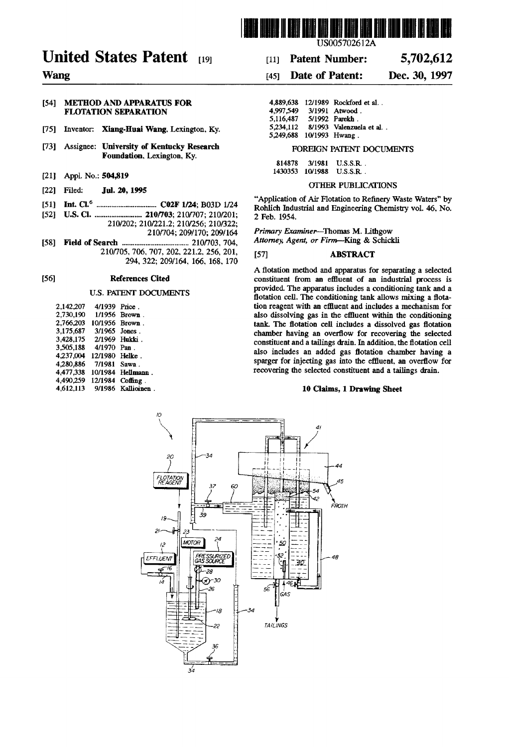# United States Patent [19]

**Wang**

US005702612A

[11] **Patent Number: 5,702,612**

[45] **Date of Patent: Dec. 30, 1997**

[54] **METHOD AND APPARATUS FOR FLOTATION SEPARATION**

[75] Inventor: **Xiang-Huai Wang**, Lexington, Ky.

[73] Assignee: **University of Kentucky Research Foundation**, Lexington, Ky.

[21] Appl. No.: **504,819**

[22] Filed: **Jul. 20, 1995**

[51] **Int. Cl.**[6] .................... **C02F 1/24**; B03D 1/24

[52] **U.S. Cl.** .................... **210/703**; 210/707; 210/201; 210/202; 210/221.2; 210/256; 210/322; 210/704; 209/170; 209/164

[58] **Field of Search** .................... 210/703, 704, 210/705, 706, 707, 202, 221.2, 256, 201, 294, 322; 209/164, 166, 168, 170

[56] **References Cited**

U.S. PATENT DOCUMENTS

| | | |
|---|---|---|
| 2,142,207 | 4/1939 | Price . |
| 2,730,190 | 1/1956 | Brown . |
| 2,766,203 | 10/1956 | Brown . |
| 3,175,687 | 3/1965 | Jones . |
| 3,428,175 | 2/1969 | Hukki . |
| 3,505,188 | 4/1970 | Pan . |
| 4,237,004 | 12/1980 | Helke . |
| 4,280,886 | 7/1981 | Sawa . |
| 4,477,338 | 10/1984 | Hellmann . |
| 4,490,259 | 12/1984 | Coffing . |
| 4,612,113 | 9/1986 | Kallioinen . |
| 4,889,638 | 12/1989 | Rockford et al. . |
| 4,997,549 | 3/1991 | Atwood . |
| 5,116,487 | 5/1992 | Parekh . |
| 5,234,112 | 8/1993 | Valenzuela et al. . |
| 5,249,688 | 10/1993 | Hwang . |

FOREIGN PATENT DOCUMENTS

| | | |
|---|---|---|
| 814878 | 3/1981 | U.S.S.R. . |
| 1430353 | 10/1988 | U.S.S.R. . |

OTHER PUBLICATIONS

"Application of Air Flotation to Refinery Waste Waters" by Rohlich Industrial and Engineering Chemistry vol. 46, No. 2 Feb. 1954.

*Primary Examiner*—Thomas M. Lithgow
*Attorney, Agent, or Firm*—King & Schickli

[57] **ABSTRACT**

A flotation method and apparatus for separating a selected constituent from an effluent of an industrial process is provided. The apparatus includes a conditioning tank and a flotation cell. The conditioning tank allows mixing a flotation reagent with an effluent and includes a mechanism for also dissolving gas in the effluent within the conditioning tank. The flotation cell includes a dissolved gas flotation chamber having an overflow for recovering the selected constituent and a tailings drain. In addition, the flotation cell also includes an added gas flotation chamber having a sparger for injecting gas into the effluent, an overflow for recovering the selected constituent and a tailings drain.

**10 Claims, 1 Drawing Sheet**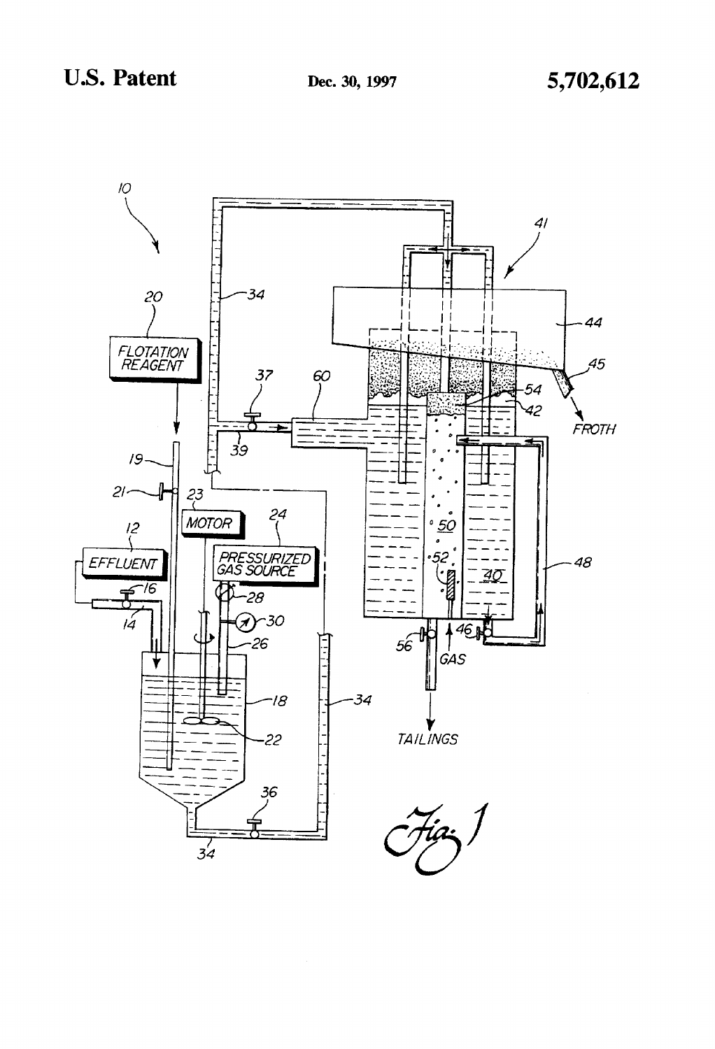Fig. 1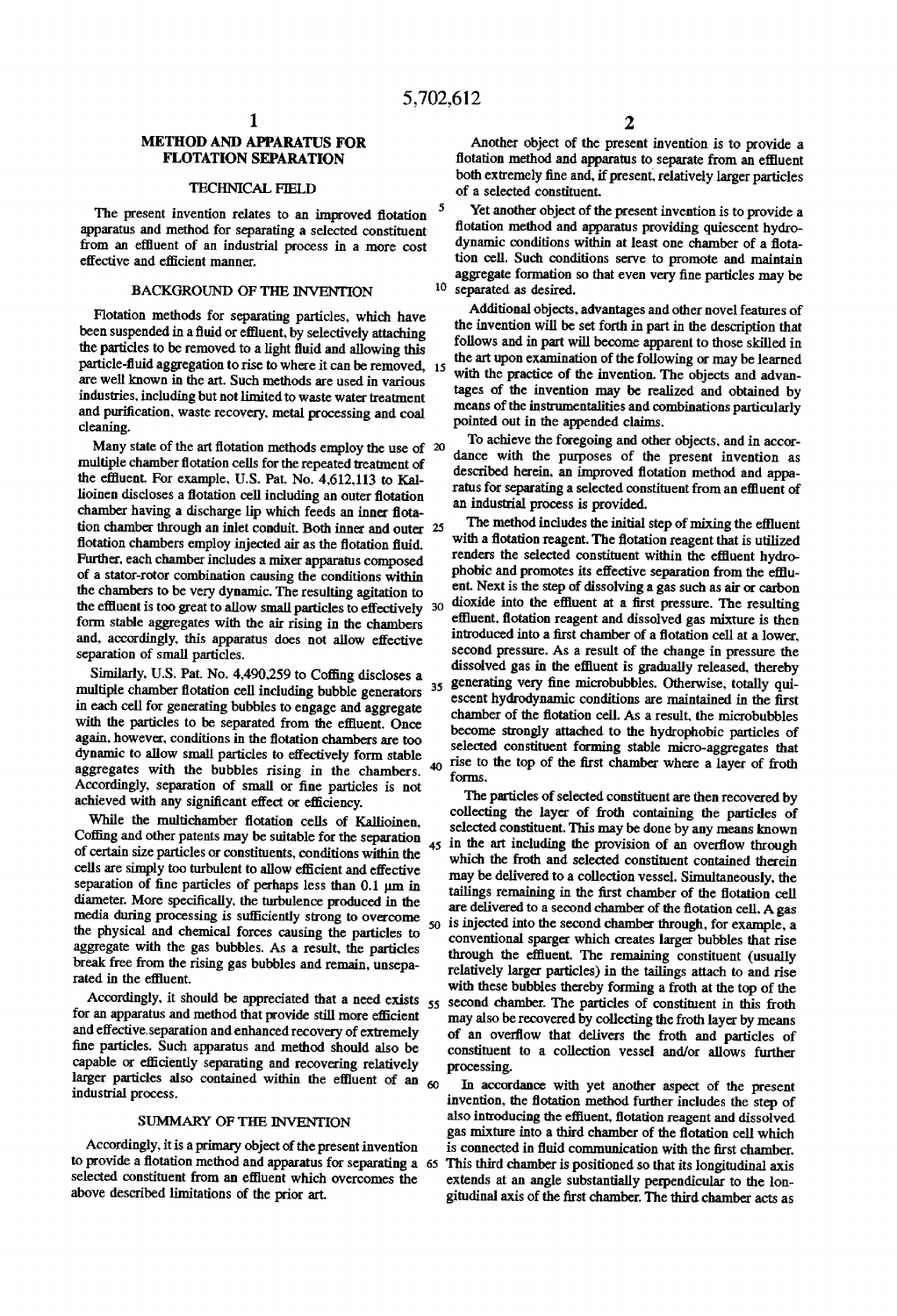# METHOD AND APPARATUS FOR FLOTATION SEPARATION

## TECHNICAL FIELD

The present invention relates to an improved flotation apparatus and method for separating a selected constituent from an effluent of an industrial process in a more cost effective and efficient manner.

## BACKGROUND OF THE INVENTION

Flotation methods for separating particles, which have been suspended in a fluid or effluent, by selectively attaching the particles to be removed to a light fluid and allowing this particle-fluid aggregation to rise to where it can be removed, are well known in the art. Such methods are used in various industries, including but not limited to waste water treatment and purification, waste recovery, metal processing and coal cleaning.

Many state of the art flotation methods employ the use of multiple chamber flotation cells for the repeated treatment of the effluent. For example, U.S. Pat. No. 4,612,113 to Kallioinen discloses a flotation cell including an outer flotation chamber having a discharge lip which feeds an inner flotation chamber through an inlet conduit. Both inner and outer flotation chambers employ injected air as the flotation fluid. Further, each chamber includes a mixer apparatus composed of a stator-rotor combination causing the conditions within the chambers to be very dynamic. The resulting agitation to the effluent is too great to allow small particles to effectively form stable aggregates with the air rising in the chambers and, accordingly, this apparatus does not allow effective separation of small particles.

Similarly, U.S. Pat. No. 4,490,259 to Coffing discloses a multiple chamber flotation cell including bubble generators in each cell for generating bubbles to engage and aggregate with the particles to be separated from the effluent. Once again, however, conditions in the flotation chambers are too dynamic to allow small particles to effectively form stable aggregates with the bubbles rising in the chambers. Accordingly, separation of small or fine particles is not achieved with any significant effect or efficiency.

While the multichamber flotation cells of Kallioinen, Coffing and other patents may be suitable for the separation of certain size particles or constituents, conditions within the cells are simply too turbulent to allow efficient and effective separation of fine particles of perhaps less than 0.1 μm in diameter. More specifically, the turbulence produced in the media during processing is sufficiently strong to overcome the physical and chemical forces causing the particles to aggregate with the gas bubbles. As a result, the particles break free from the rising gas bubbles and remain, unseparated in the effluent.

Accordingly, it should be appreciated that a need exists for an apparatus and method that provide still more efficient and effective separation and enhanced recovery of extremely fine particles. Such apparatus and method should also be capable or efficiently separating and recovering relatively larger particles also contained within the effluent of an industrial process.

## SUMMARY OF THE INVENTION

Accordingly, it is a primary object of the present invention to provide a flotation method and apparatus for separating a selected constituent from an effluent which overcomes the above described limitations of the prior art.

Another object of the present invention is to provide a flotation method and apparatus to separate from an effluent both extremely fine and, if present, relatively larger particles of a selected constituent.

Yet another object of the present invention is to provide a flotation method and apparatus providing quiescent hydrodynamic conditions within at least one chamber of a flotation cell. Such conditions serve to promote and maintain aggregate formation so that even very fine particles may be separated as desired.

Additional objects, advantages and other novel features of the invention will be set forth in part in the description that follows and in part will become apparent to those skilled in the art upon examination of the following or may be learned with the practice of the invention. The objects and advantages of the invention may be realized and obtained by means of the instrumentalities and combinations particularly pointed out in the appended claims.

To achieve the foregoing and other objects, and in accordance with the purposes of the present invention as described herein, an improved flotation method and apparatus for separating a selected constituent from an effluent of an industrial process is provided.

The method includes the initial step of mixing the effluent with a flotation reagent. The flotation reagent that is utilized renders the selected constituent within the effluent hydrophobic and promotes its effective separation from the effluent. Next is the step of dissolving a gas such as air or carbon dioxide into the effluent at a first pressure. The resulting effluent, flotation reagent and dissolved gas mixture is then introduced into a first chamber of a flotation cell at a lower, second pressure. As a result of the change in pressure the dissolved gas in the effluent is gradually released, thereby generating very fine microbubbles. Otherwise, totally quiescent hydrodynamic conditions are maintained in the first chamber of the flotation cell. As a result, the microbubbles become strongly attached to the hydrophobic particles of selected constituent forming stable micro-aggregates that rise to the top of the first chamber where a layer of froth forms.

The particles of selected constituent are then recovered by collecting the layer of froth containing the particles of selected constituent. This may be done by any means known in the art including the provision of an overflow through which the froth and selected constituent contained therein may be delivered to a collection vessel. Simultaneously, the tailings remaining in the first chamber of the flotation cell are delivered to a second chamber of the flotation cell. A gas is injected into the second chamber through, for example, a conventional sparger which creates larger bubbles that rise through the effluent. The remaining constituent (usually relatively larger particles) in the tailings attach to and rise with these bubbles thereby forming a froth at the top of the second chamber. The particles of constituent in this froth may also be recovered by collecting the froth layer by means of an overflow that delivers the froth and particles of constituent to a collection vessel and/or allows further processing.

In accordance with yet another aspect of the present invention, the flotation method further includes the step of also introducing the effluent, flotation reagent and dissolved gas mixture into a third chamber of the flotation cell which is connected in fluid communication with the first chamber. This third chamber is positioned so that its longitudinal axis extends at an angle substantially perpendicular to the longitudinal axis of the first chamber. The third chamber acts as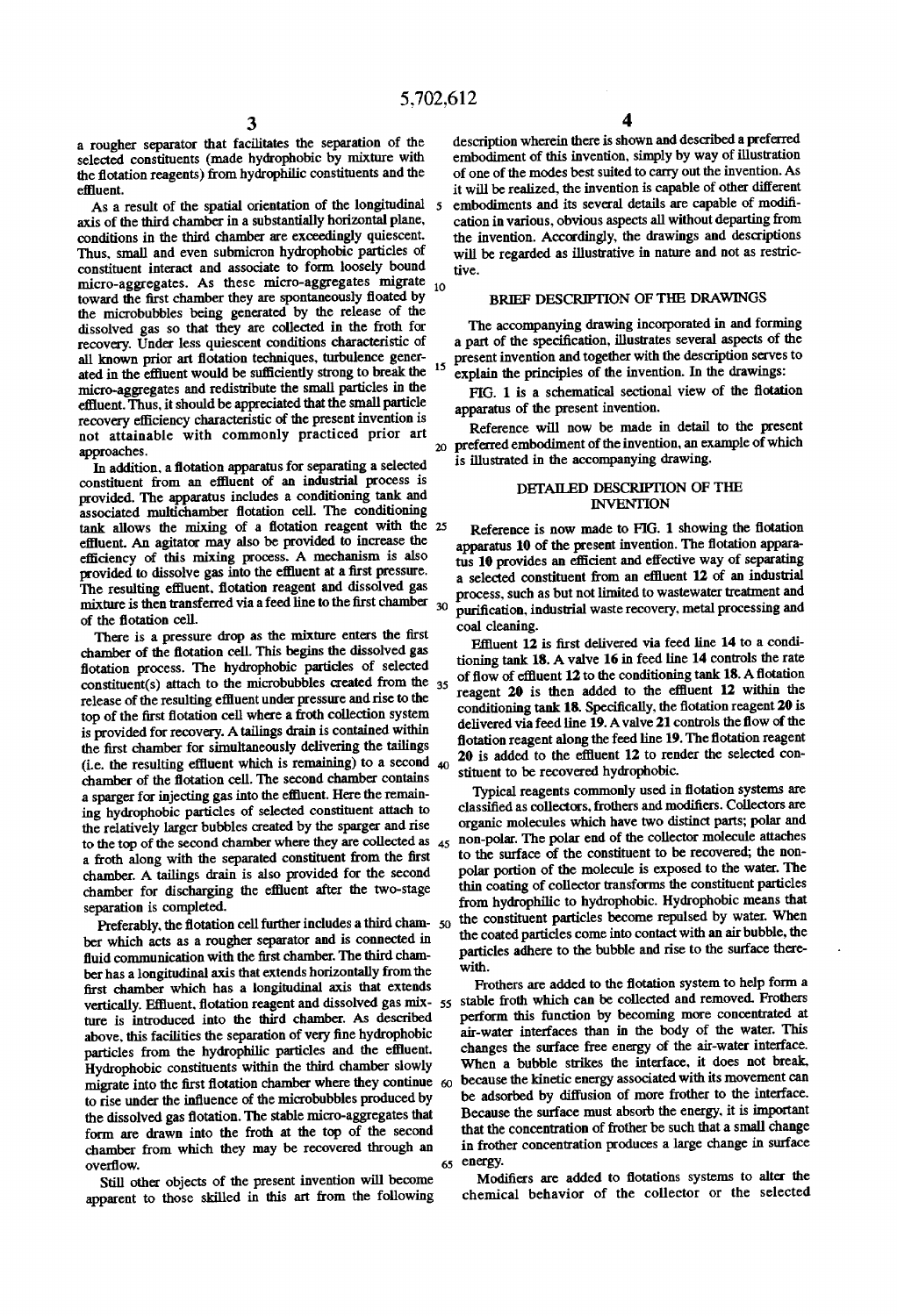a rougher separator that facilitates the separation of the selected constituents (made hydrophobic by mixture with the flotation reagents) from hydrophilic constituents and the effluent.

As a result of the spatial orientation of the longitudinal axis of the third chamber in a substantially horizontal plane, conditions in the third chamber are exceedingly quiescent. Thus, small and even submicron hydrophobic particles of constituent interact and associate to form loosely bound micro-aggregates. As these micro-aggregates migrate toward the first chamber they are spontaneously floated by the microbubbles being generated by the release of the dissolved gas so that they are collected in the froth for recovery. Under less quiescent conditions characteristic of all known prior art flotation techniques, turbulence generated in the effluent would be sufficiently strong to break the micro-aggregates and redistribute the small particles in the effluent. Thus, it should be appreciated that the small particle recovery efficiency characteristic of the present invention is not attainable with commonly practiced prior art approaches.

In addition, a flotation apparatus for separating a selected constituent from an effluent of an industrial process is provided. The apparatus includes a conditioning tank and associated multichamber flotation cell. The conditioning tank allows the mixing of a flotation reagent with the effluent. An agitator may also be provided to increase the efficiency of this mixing process. A mechanism is also provided to dissolve gas into the effluent at a first pressure. The resulting effluent, flotation reagent and dissolved gas mixture is then transferred via a feed line to the first chamber of the flotation cell.

There is a pressure drop as the mixture enters the first chamber of the flotation cell. This begins the dissolved gas flotation process. The hydrophobic particles of selected constituent(s) attach to the microbubbles created from the release of the resulting effluent under pressure and rise to the top of the first flotation cell where a froth collection system is provided for recovery. A tailings drain is contained within the first chamber for simultaneously delivering the tailings (i.e. the resulting effluent which is remaining) to a second chamber of the flotation cell. The second chamber contains a sparger for injecting gas into the effluent. Here the remaining hydrophobic particles of selected constituent attach to the relatively larger bubbles created by the sparger and rise to the top of the second chamber where they are collected as a froth along with the separated constituent from the first chamber. A tailings drain is also provided for the second chamber for discharging the effluent after the two-stage separation is completed.

Preferably, the flotation cell further includes a third chamber which acts as a rougher separator and is connected in fluid communication with the first chamber. The third chamber has a longitudinal axis that extends horizontally from the first chamber which has a longitudinal axis that extends vertically. Effluent, flotation reagent and dissolved gas mixture is introduced into the third chamber. As described above, this facilities the separation of very fine hydrophobic particles from the hydrophilic particles and the effluent. Hydrophobic constituents within the third chamber slowly migrate into the first flotation chamber where they continue to rise under the influence of the microbubbles produced by the dissolved gas flotation. The stable micro-aggregates that form are drawn into the froth at the top of the second chamber from which they may be recovered through an overflow.

Still other objects of the present invention will become apparent to those skilled in this art from the following description wherein there is shown and described a preferred embodiment of this invention, simply by way of illustration of one of the modes best suited to carry out the invention. As it will be realized, the invention is capable of other different embodiments and its several details are capable of modification in various, obvious aspects all without departing from the invention. Accordingly, the drawings and descriptions will be regarded as illustrative in nature and not as restrictive.

## BRIEF DESCRIPTION OF THE DRAWINGS

The accompanying drawing incorporated in and forming a part of the specification, illustrates several aspects of the present invention and together with the description serves to explain the principles of the invention. In the drawings:

FIG. 1 is a schematical sectional view of the flotation apparatus of the present invention.

Reference will now be made in detail to the present preferred embodiment of the invention, an example of which is illustrated in the accompanying drawing.

## DETAILED DESCRIPTION OF THE INVENTION

Reference is now made to FIG. 1 showing the flotation apparatus 10 of the present invention. The flotation apparatus 10 provides an efficient and effective way of separating a selected constituent from an effluent 12 of an industrial process, such as but not limited to wastewater treatment and purification, industrial waste recovery, metal processing and coal cleaning.

Effluent 12 is first delivered via feed line 14 to a conditioning tank 18. A valve 16 in feed line 14 controls the rate of flow of effluent 12 to the conditioning tank 18. A flotation reagent 20 is then added to the effluent 12 within the conditioning tank 18. Specifically, the flotation reagent 20 is delivered via feed line 19. A valve 21 controls the flow of the flotation reagent along the feed line 19. The flotation reagent 20 is added to the effluent 12 to render the selected constituent to be recovered hydrophobic.

Typical reagents commonly used in flotation systems are classified as collectors, frothers and modifiers. Collectors are organic molecules which have two distinct parts; polar and non-polar. The polar end of the collector molecule attaches to the surface of the constituent to be recovered; the non-polar portion of the molecule is exposed to the water. The thin coating of collector transforms the constituent particles from hydrophilic to hydrophobic. Hydrophobic means that the constituent particles become repulsed by water. When the coated particles come into contact with an air bubble, the particles adhere to the bubble and rise to the surface therewith.

Frothers are added to the flotation system to help form a stable froth which can be collected and removed. Frothers perform this function by becoming more concentrated at air-water interfaces than in the body of the water. This changes the surface free energy of the air-water interface. When a bubble strikes the interface, it does not break, because the kinetic energy associated with its movement can be adsorbed by diffusion of more frother to the interface. Because the surface must absorb the energy, it is important that the concentration of frother be such that a small change in frother concentration produces a large change in surface energy.

Modifiers are added to flotations systems to alter the chemical behavior of the collector or the selected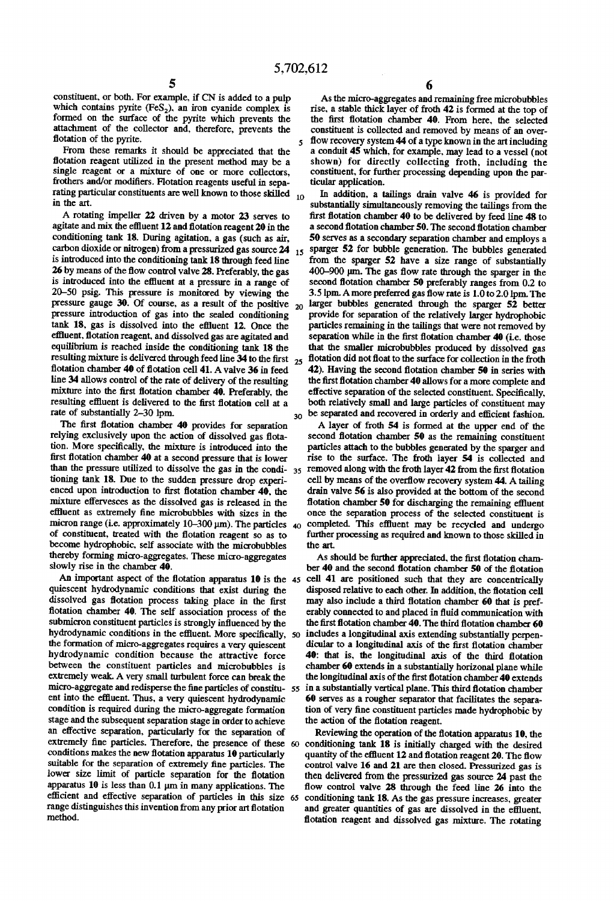constituent, or both. For example, if CN is added to a pulp which contains pyrite ($FeS_2$), an iron cyanide complex is formed on the surface of the pyrite which prevents the attachment of the collector and, therefore, prevents the flotation of the pyrite.

From these remarks it should be appreciated that the flotation reagent utilized in the present method may be a single reagent or a mixture of one or more collectors, frothers and/or modifiers. Flotation reagents useful in separating particular constituents are well known to those skilled in the art.

A rotating impeller 22 driven by a motor 23 serves to agitate and mix the effluent 12 and flotation reagent 20 in the conditioning tank 18. During agitation, a gas (such as air, carbon dioxide or nitrogen) from a pressurized gas source 24 is introduced into the conditioning tank 18 through feed line 26 by means of the flow control valve 28. Preferably, the gas is introduced into the effluent at a pressure in a range of 20–50 psig. This pressure is monitored by viewing the pressure gauge 30. Of course, as a result of the positive pressure introduction of gas into the sealed conditioning tank 18, gas is dissolved into the effluent 12. Once the effluent, flotation reagent, and dissolved gas are agitated and equilibrium is reached inside the conditioning tank 18 the resulting mixture is delivered through feed line 34 to the first flotation chamber 40 of flotation cell 41. A valve 36 in feed line 34 allows control of the rate of delivery of the resulting mixture into the first flotation chamber 40. Preferably, the resulting effluent is delivered to the first flotation cell at a rate of substantially 2–30 lpm.

The first flotation chamber 40 provides for separation relying exclusively upon the action of dissolved gas flotation. More specifically, the mixture is introduced into the first flotation chamber 40 at a second pressure that is lower than the pressure utilized to dissolve the gas in the conditioning tank 18. Due to the sudden pressure drop experienced upon introduction to first flotation chamber 40, the mixture effervesces as the dissolved gas is released in the effluent as extremely fine microbubbles with sizes in the micron range (i.e. approximately 10–300 μm). The particles of constituent, treated with the flotation reagent so as to become hydrophobic, self associate with the microbubbles thereby forming micro-aggregates. These micro-aggregates slowly rise in the chamber 40.

An important aspect of the flotation apparatus 10 is the quiescent hydrodynamic conditions that exist during the dissolved gas flotation process taking place in the first flotation chamber 40. The self association process of the submicron constituent particles is strongly influenced by the hydrodynamic conditions in the effluent. More specifically, the formation of micro-aggregates requires a very quiescent hydrodynamic condition because the attractive force between the constituent particles and microbubbles is extremely weak. A very small turbulent force can break the micro-aggregate and redisperse the fine particles of constituent into the effluent. Thus, a very quiescent hydrodynamic condition is required during the micro-aggregate formation stage and the subsequent separation stage in order to achieve an effective separation, particularly for the separation of extremely fine particles. Therefore, the presence of these conditions makes the new flotation apparatus 10 particularly suitable for the separation of extremely fine particles. The lower size limit of particle separation for the flotation apparatus 10 is less than 0.1 μm in many applications. The efficient and effective separation of particles in this size range distinguishes this invention from any prior art flotation method.

As the micro-aggregates and remaining free microbubbles rise, a stable thick layer of froth 42 is formed at the top of the first flotation chamber 40. From here, the selected constituent is collected and removed by means of an overflow recovery system 44 of a type known in the art including a conduit 45 which, for example, may lead to a vessel (not shown) for directly collecting froth, including the constituent, for further processing depending upon the particular application.

In addition, a tailings drain valve 46 is provided for substantially simultaneously removing the tailings from the first flotation chamber 40 to be delivered by feed line 48 to a second flotation chamber 50. The second flotation chamber 50 serves as a secondary separation chamber and employs a sparger 52 for bubble generation. The bubbles generated from the sparger 52 have a size range of substantially 400–900 μm. The gas flow rate through the sparger in the second flotation chamber 50 preferably ranges from 0.2 to 3.5 lpm. A more preferred gas flow rate is 1.0 to 2.0 lpm. The larger bubbles generated through the sparger 52 better provide for separation of the relatively larger hydrophobic particles remaining in the tailings that were not removed by separation while in the first flotation chamber 40 (i.e. those that the smaller microbubbles produced by dissolved gas flotation did not float to the surface for collection in the froth 42). Having the second flotation chamber 50 in series with the first flotation chamber 40 allows for a more complete and effective separation of the selected constituent. Specifically, both relatively small and large particles of constituent may be separated and recovered in orderly and efficient fashion.

A layer of froth 54 is formed at the upper end of the second flotation chamber 50 as the remaining constituent particles attach to the bubbles generated by the sparger and rise to the surface. The froth layer 54 is collected and removed along with the froth layer 42 from the first flotation cell by means of the overflow recovery system 44. A tailing drain valve 56 is also provided at the bottom of the second flotation chamber 50 for discharging the remaining effluent once the separation process of the selected constituent is completed. This effluent may be recycled and undergo further processing as required and known to those skilled in the art.

As should be further appreciated, the first flotation chamber 40 and the second flotation chamber 50 of the flotation cell 41 are positioned such that they are concentrically disposed relative to each other. In addition, the flotation cell may also include a third flotation chamber 60 that is preferably connected to and placed in fluid communication with the first flotation chamber 40. The third flotation chamber 60 includes a longitudinal axis extending substantially perpendicular to a longitudinal axis of the first flotation chamber 40: that is, the longitudinal axis of the third flotation chamber 60 extends in a substantially horizonal plane while the longitudinal axis of the first flotation chamber 40 extends in a substantially vertical plane. This third flotation chamber 60 serves as a rougher separator that facilitates the separation of very fine constituent particles made hydrophobic by the action of the flotation reagent.

Reviewing the operation of the flotation apparatus 10, the conditioning tank 18 is initially charged with the desired quantity of the effluent 12 and flotation reagent 20. The flow control valve 16 and 21 are then closed. Pressurized gas is then delivered from the pressurized gas source 24 past the flow control valve 28 through the feed line 26 into the conditioning tank 18. As the gas pressure increases, greater and greater quantities of gas are dissolved in the effluent, flotation reagent and dissolved gas mixture. The rotating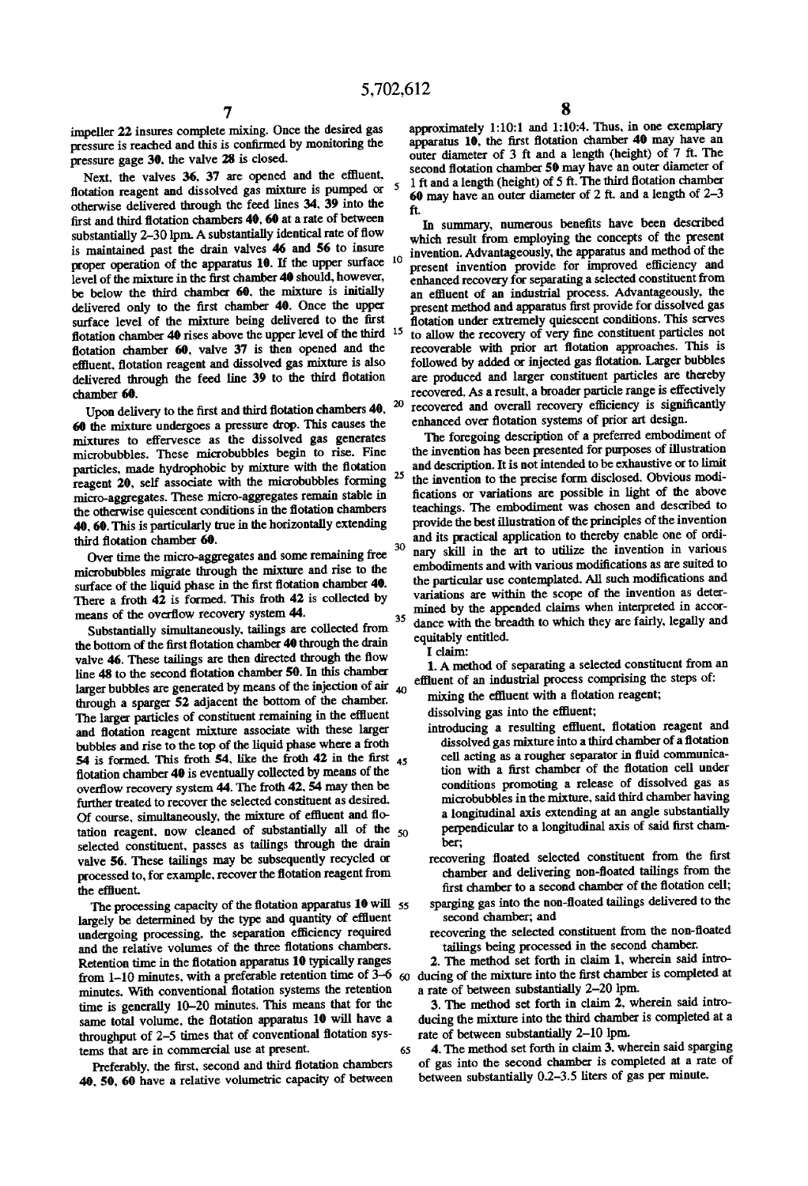impeller 22 insures complete mixing. Once the desired gas pressure is reached and this is confirmed by monitoring the pressure gage 30, the valve 28 is closed.

Next, the valves 36, 37 are opened and the effluent, flotation reagent and dissolved gas mixture is pumped or otherwise delivered through the feed lines 34, 39 into the first and third flotation chambers 40, 60 at a rate of between substantially 2–30 lpm. A substantially identical rate of flow is maintained past the drain valves 46 and 56 to insure proper operation of the apparatus 10. If the upper surface level of the mixture in the first chamber 40 should, however, be below the third chamber 60, the mixture is initially delivered only to the first chamber 40. Once the upper surface level of the mixture being delivered to the first flotation chamber 40 rises above the upper level of the third flotation chamber 60, valve 37 is then opened and the effluent, flotation reagent and dissolved gas mixture is also delivered through the feed line 39 to the third flotation chamber 60.

Upon delivery to the first and third flotation chambers 40, 60 the mixture undergoes a pressure drop. This causes the mixtures to effervesce as the dissolved gas generates microbubbles. These microbubbles begin to rise. Fine particles, made hydrophobic by mixture with the flotation reagent 20, self associate with the microbubbles forming micro-aggregates. These micro-aggregates remain stable in the otherwise quiescent conditions in the flotation chambers 40, 60. This is particularly true in the horizontally extending third flotation chamber 60.

Over time the micro-aggregates and some remaining free microbubbles migrate through the mixture and rise to the surface of the liquid phase in the first flotation chamber 40. There a froth 42 is formed. This froth 42 is collected by means of the overflow recovery system 44.

Substantially simultaneously, tailings are collected from the bottom of the first flotation chamber 40 through the drain valve 46. These tailings are then directed through the flow line 48 to the second flotation chamber 50. In this chamber larger bubbles are generated by means of the injection of air through a sparger 52 adjacent the bottom of the chamber. The larger particles of constituent remaining in the effluent and flotation reagent mixture associate with these larger bubbles and rise to the top of the liquid phase where a froth 54 is formed. This froth 54, like the froth 42 in the first flotation chamber 40 is eventually collected by means of the overflow recovery system 44. The froth 42, 54 may then be further treated to recover the selected constituent as desired. Of course, simultaneously, the mixture of effluent and flotation reagent, now cleaned of substantially all of the selected constituent, passes as tailings through the drain valve 56. These tailings may be subsequently recycled or processed to, for example, recover the flotation reagent from the effluent.

The processing capacity of the flotation apparatus 10 will largely be determined by the type and quantity of effluent undergoing processing, the separation efficiency required and the relative volumes of the three flotations chambers. Retention time in the flotation apparatus 10 typically ranges from 1–10 minutes, with a preferable retention time of 3–6 minutes. With conventional flotation systems the retention time is generally 10–20 minutes. This means that for the same total volume, the flotation apparatus 10 will have a throughput of 2–5 times that of conventional flotation systems that are in commercial use at present.

Preferably, the first, second and third flotation chambers 40, 50, 60 have a relative volumetric capacity of between approximately 1:10:1 and 1:10:4. Thus, in one exemplary apparatus 10, the first flotation chamber 40 may have an outer diameter of 3 ft and a length (height) of 7 ft. The second flotation chamber 50 may have an outer diameter of 1 ft and a length (height) of 5 ft. The third flotation chamber 60 may have an outer diameter of 2 ft. and a length of 2–3 ft.

In summary, numerous benefits have been described which result from employing the concepts of the present invention. Advantageously, the apparatus and method of the present invention provide for improved efficiency and enhanced recovery for separating a selected constituent from an effluent of an industrial process. Advantageously, the present method and apparatus first provide for dissolved gas flotation under extremely quiescent conditions. This serves to allow the recovery of very fine constituent particles not recoverable with prior art flotation approaches. This is followed by added or injected gas flotation. Larger bubbles are produced and larger constituent particles are thereby recovered. As a result, a broader particle range is effectively recovered and overall recovery efficiency is significantly enhanced over flotation systems of prior art design.

The foregoing description of a preferred embodiment of the invention has been presented for purposes of illustration and description. It is not intended to be exhaustive or to limit the invention to the precise form disclosed. Obvious modifications or variations are possible in light of the above teachings. The embodiment was chosen and described to provide the best illustration of the principles of the invention and its practical application to thereby enable one of ordinary skill in the art to utilize the invention in various embodiments and with various modifications as are suited to the particular use contemplated. All such modifications and variations are within the scope of the invention as determined by the appended claims when interpreted in accordance with the breadth to which they are fairly, legally and equitably entitled.

I claim:

1. A method of separating a selected constituent from an effluent of an industrial process comprising the steps of:

mixing the effluent with a flotation reagent;

dissolving gas into the effluent;

introducing a resulting effluent, flotation reagent and dissolved gas mixture into a third chamber of a flotation cell acting as a rougher separator in fluid communication with a first chamber of the flotation cell under conditions promoting a release of dissolved gas as microbubbles in the mixture, said third chamber having a longitudinal axis extending at an angle substantially perpendicular to a longitudinal axis of said first chamber;

recovering floated selected constituent from the first chamber and delivering non-floated tailings from the first chamber to a second chamber of the flotation cell;

sparging gas into the non-floated tailings delivered to the second chamber; and

recovering the selected constituent from the non-floated tailings being processed in the second chamber.

2. The method set forth in claim 1, wherein said introducing of the mixture into the first chamber is completed at a rate of between substantially 2–20 lpm.

3. The method set forth in claim 2, wherein said introducing the mixture into the third chamber is completed at a rate of between substantially 2–10 lpm.

4. The method set forth in claim 3, wherein said sparging of gas into the second chamber is completed at a rate of between substantially 0.2–3.5 liters of gas per minute.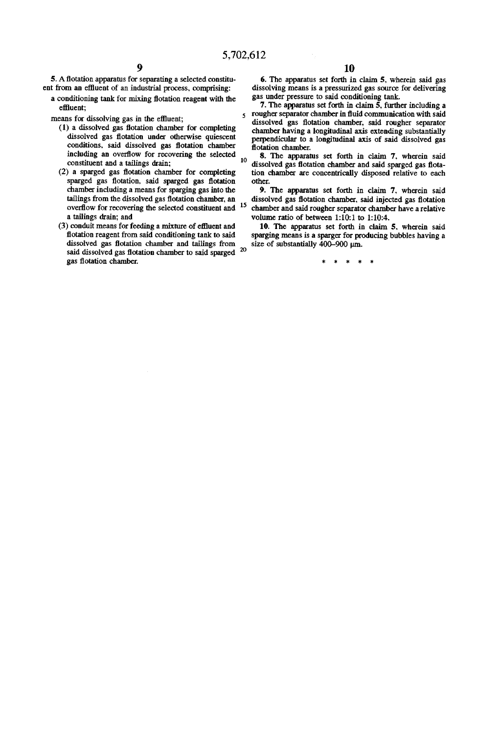5. A flotation apparatus for separating a selected constituent from an effluent of an industrial process, comprising:

a conditioning tank for mixing flotation reagent with the effluent;

means for dissolving gas in the effluent;

(1) a dissolved gas flotation chamber for completing dissolved gas flotation under otherwise quiescent conditions, said dissolved gas flotation chamber including an overflow for recovering the selected constituent and a tailings drain;

(2) a sparged gas flotation chamber for completing sparged gas flotation, said sparged gas flotation chamber including a means for sparging gas into the tailings from the dissolved gas flotation chamber, an overflow for recovering the selected constituent and a tailings drain; and

(3) conduit means for feeding a mixture of effluent and flotation reagent from said conditioning tank to said dissolved gas flotation chamber and tailings from said dissolved gas flotation chamber to said sparged gas flotation chamber.

6. The apparatus set forth in claim 5, wherein said gas dissolving means is a pressurized gas source for delivering gas under pressure to said conditioning tank.

7. The apparatus set forth in claim 5, further including a rougher separator chamber in fluid communication with said dissolved gas flotation chamber, said rougher separator chamber having a longitudinal axis extending substantially perpendicular to a longitudinal axis of said dissolved gas flotation chamber.

8. The apparatus set forth in claim 7, wherein said dissolved gas flotation chamber and said sparged gas flotation chamber are concentrically disposed relative to each other.

9. The apparatus set forth in claim 7, wherein said dissolved gas flotation chamber, said injected gas flotation chamber and said rougher separator chamber have a relative volume ratio of between 1:10:1 to 1:10:4.

10. The apparatus set forth in claim 5, wherein said sparging means is a sparger for producing bubbles having a size of substantially 400–900 μm.

* * * * *